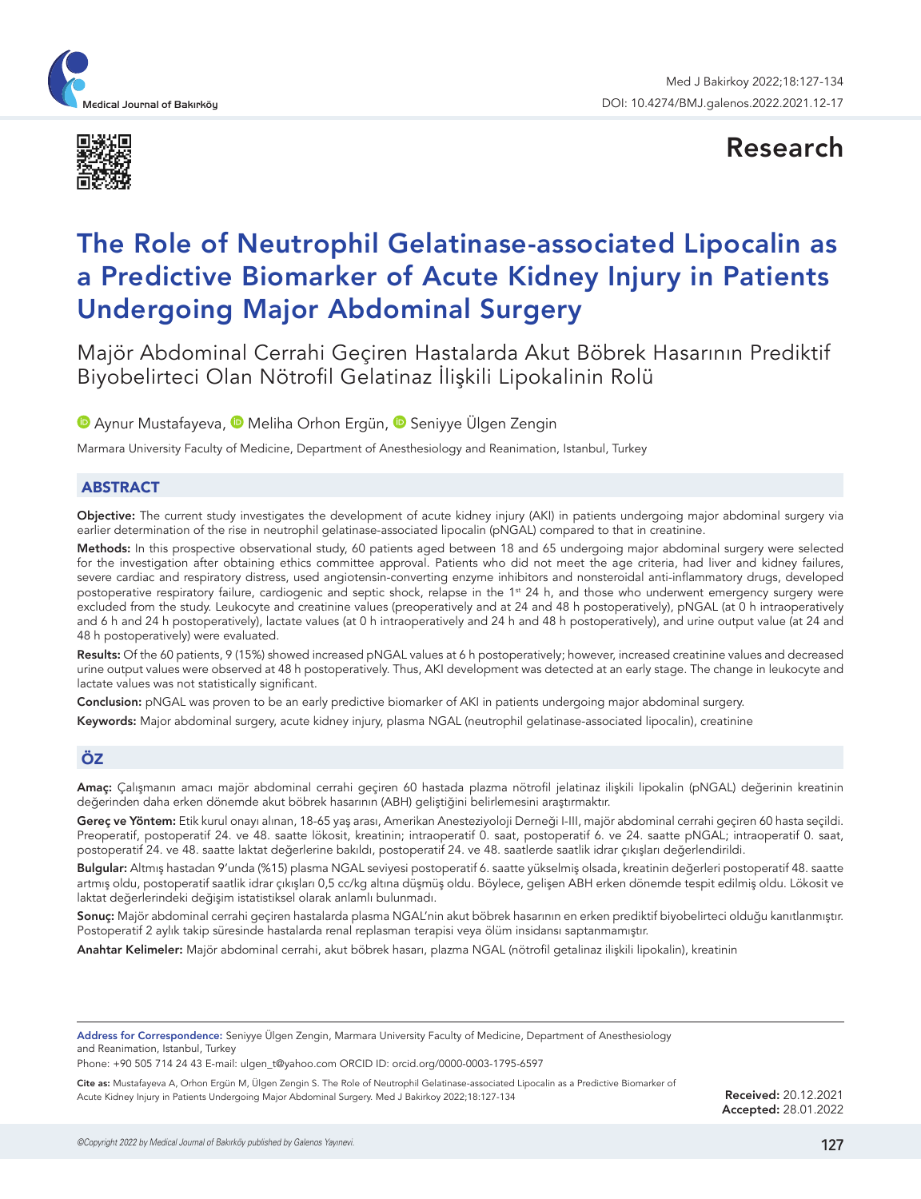Research

# The Role of Neutrophil Gelatinase-associated Lipocalin as a Predictive Biomarker of Acute Kidney Injury in Patients Undergoing Major Abdominal Surgery

## Majör Abdominal Cerrahi Geçiren Hastalarda Akut Böbrek Hasarının Prediktif Biyobelirteci Olan Nötrofil Gelatinaz İlişkili Lipokalinin Rolü

Aynur Mustafayeva, Meliha Orhon Ergün, Seniyye Ülgen Zengin

Marmara University Faculty of Medicine, Department of Anesthesiology and Reanimation, Istanbul, Turkey

## ABSTRACT

**Objective:** The current study investigates the development of acute kidney injury (AKI) in patients undergoing major abdominal surgery via earlier determination of the rise in neutrophil gelatinase-associated lipocalin (pNGAL) compared to that in creatinine.

**Methods:** In this prospective observational study, 60 patients aged between 18 and 65 undergoing major abdominal surgery were selected for the investigation after obtaining ethics committee approval. Patients who did not meet the age criteria, had liver and kidney failures, severe cardiac and respiratory distress, used angiotensin-converting enzyme inhibitors and nonsteroidal anti-inflammatory drugs, developed postoperative respiratory failure, cardiogenic and septic shock, relapse in the 1st 24 h, and those who underwent emergency surgery were excluded from the study. Leukocyte and creatinine values (preoperatively and at 24 and 48 h postoperatively), pNGAL (at 0 h intraoperatively and 6 h and 24 h postoperatively), lactate values (at 0 h intraoperatively and 24 h and 48 h postoperatively), and urine output value (at 24 and 48 h postoperatively) were evaluated.

**Results:** Of the 60 patients, 9 (15%) showed increased pNGAL values at 6 h postoperatively; however, increased creatinine values and decreased urine output values were observed at 48 h postoperatively. Thus, AKI development was detected at an early stage. The change in leukocyte and lactate values was not statistically significant.

**Conclusion:** pNGAL was proven to be an early predictive biomarker of AKI in patients undergoing major abdominal surgery.

**Keywords:** Major abdominal surgery, acute kidney injury, plasma NGAL (neutrophil gelatinase-associated lipocalin), creatinine

## ÖZ

**Amaç:** Çalışmanın amacı majör abdominal cerrahi geçiren 60 hastada plazma nötrofil jelatinaz ilişkili lipokalin (pNGAL) değerinin kreatinin değerinden daha erken dönemde akut böbrek hasarının (ABH) geliştiğini belirlemesini araştırmaktır.

**Gereç ve Yöntem:** Etik kurul onayı alınan, 18-65 yaş arası, Amerikan Anesteziyoloji Derneği I-III, majör abdominal cerrahi geçiren 60 hasta seçildi. Preoperatif, postoperatif 24. ve 48. saatte lökosit, kreatinin; intraoperatif 0. saat, postoperatif 6. ve 24. saatte pNGAL; intraoperatif 0. saat, postoperatif 24. ve 48. saatte laktat değerlerine bakıldı, postoperatif 24. ve 48. saatlerde saatlik idrar çıkışları değerlendirildi.

**Bulgular:** Altmış hastadan 9'unda (%15) plazma NGAL seviyesi postoperatif 6. saatte yükselmiş olsada, kreatinin değerleri postoperatif 48. saatte artmış oldu, postoperatif saatlik idrar çıkışları 0,5 cc/kg altına düşmüş oldu. Böylece, gelişen ABH erken dönemde tespit edilmiş oldu. Lökosit ve laktat değerlerindeki değişim istatistiksel olarak anlamlı bulunmadı.

**Sonuç:** Majör abdominal cerrahi geçiren hastalarda plazma NGAL'nin akut böbrek hasarının en erken prediktif biyobelirteci olduğu kanıtlanmıştır. Postoperatif 2 aylık takip süresinde hastalarda renal replasman terapisi veya ölüm insidansı saptanmamıştır.

**Anahtar Kelimeler:** Majör abdominal cerrahi, akut böbrek hasarı, plazma NGAL (nötrofil getalinaz ilişkili lipokalin), kreatinin

---

**Address for Correspondence:** Seniyye Ülgen Zengin, Marmara University Faculty of Medicine, Department of Anesthesiology and Reanimation, Istanbul, Turkey

Phone: +90 505 714 24 43 E-mail: ulgen_t@yahoo.com ORCID ID: orcid.org/0000-0003-1795-6597

**Cite as:** Mustafayeva A, Orhon Ergün M, Ülgen Zengin S. The Role of Neutrophil Gelatinase-associated Lipocalin as a Predictive Biomarker of Acute Kidney Injury in Patients Undergoing Major Abdominal Surgery. Med J Bakirkoy 2022;18:127-134

**Received:** 20.12.2021
**Accepted:** 28.01.2022

©Copyright 2022 by Medical Journal of Bakırköy published by Galenos Yayınevi.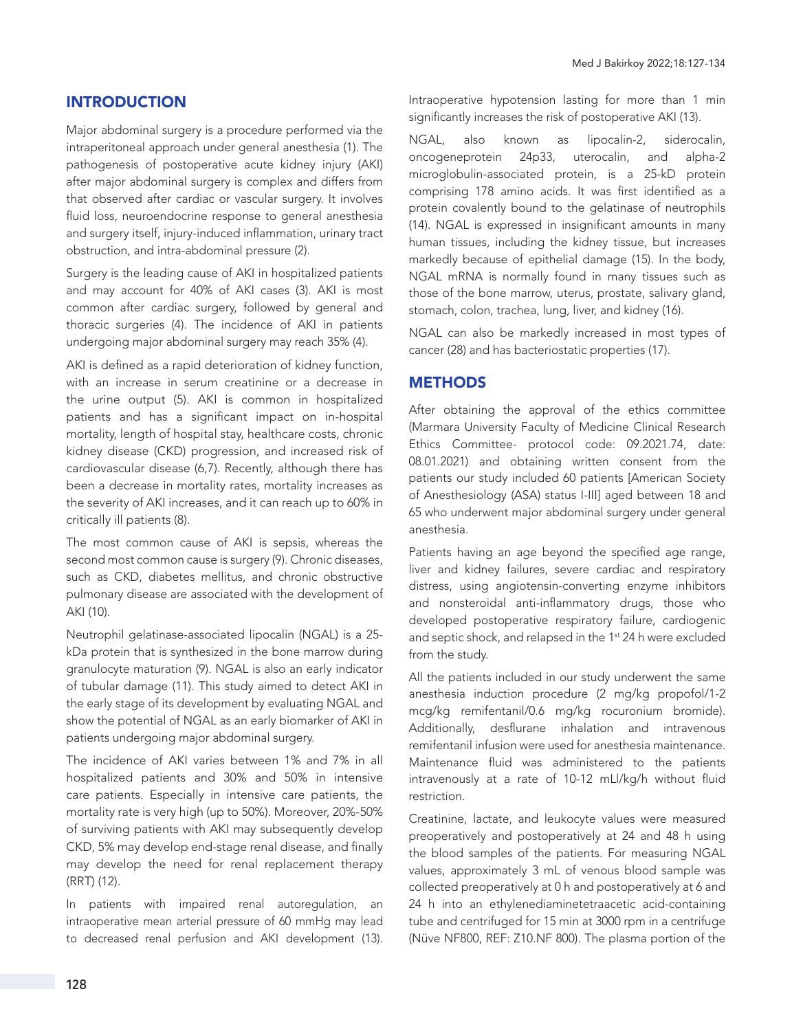## INTRODUCTION

Major abdominal surgery is a procedure performed via the intraperitoneal approach under general anesthesia (1). The pathogenesis of postoperative acute kidney injury (AKI) after major abdominal surgery is complex and differs from that observed after cardiac or vascular surgery. It involves fluid loss, neuroendocrine response to general anesthesia and surgery itself, injury-induced inflammation, urinary tract obstruction, and intra-abdominal pressure (2).

Surgery is the leading cause of AKI in hospitalized patients and may account for 40% of AKI cases (3). AKI is most common after cardiac surgery, followed by general and thoracic surgeries (4). The incidence of AKI in patients undergoing major abdominal surgery may reach 35% (4).

AKI is defined as a rapid deterioration of kidney function, with an increase in serum creatinine or a decrease in the urine output (5). AKI is common in hospitalized patients and has a significant impact on in-hospital mortality, length of hospital stay, healthcare costs, chronic kidney disease (CKD) progression, and increased risk of cardiovascular disease (6,7). Recently, although there has been a decrease in mortality rates, mortality increases as the severity of AKI increases, and it can reach up to 60% in critically ill patients (8).

The most common cause of AKI is sepsis, whereas the second most common cause is surgery (9). Chronic diseases, such as CKD, diabetes mellitus, and chronic obstructive pulmonary disease are associated with the development of AKI (10).

Neutrophil gelatinase-associated lipocalin (NGAL) is a 25-kDa protein that is synthesized in the bone marrow during granulocyte maturation (9). NGAL is also an early indicator of tubular damage (11). This study aimed to detect AKI in the early stage of its development by evaluating NGAL and show the potential of NGAL as an early biomarker of AKI in patients undergoing major abdominal surgery.

The incidence of AKI varies between 1% and 7% in all hospitalized patients and 30% and 50% in intensive care patients. Especially in intensive care patients, the mortality rate is very high (up to 50%). Moreover, 20%-50% of surviving patients with AKI may subsequently develop CKD, 5% may develop end-stage renal disease, and finally may develop the need for renal replacement therapy (RRT) (12).

In patients with impaired renal autoregulation, an intraoperative mean arterial pressure of 60 mmHg may lead to decreased renal perfusion and AKI development (13). Intraoperative hypotension lasting for more than 1 min significantly increases the risk of postoperative AKI (13).

NGAL, also known as lipocalin-2, siderocalin, oncogeneprotein 24p33, uterocalin, and alpha-2 microglobulin-associated protein, is a 25-kD protein comprising 178 amino acids. It was first identified as a protein covalently bound to the gelatinase of neutrophils (14). NGAL is expressed in insignificant amounts in many human tissues, including the kidney tissue, but increases markedly because of epithelial damage (15). In the body, NGAL mRNA is normally found in many tissues such as those of the bone marrow, uterus, prostate, salivary gland, stomach, colon, trachea, lung, liver, and kidney (16).

NGAL can also be markedly increased in most types of cancer (28) and has bacteriostatic properties (17).

## METHODS

After obtaining the approval of the ethics committee (Marmara University Faculty of Medicine Clinical Research Ethics Committee- protocol code: 09.2021.74, date: 08.01.2021) and obtaining written consent from the patients our study included 60 patients [American Society of Anesthesiology (ASA) status I-III] aged between 18 and 65 who underwent major abdominal surgery under general anesthesia.

Patients having an age beyond the specified age range, liver and kidney failures, severe cardiac and respiratory distress, using angiotensin-converting enzyme inhibitors and nonsteroidal anti-inflammatory drugs, those who developed postoperative respiratory failure, cardiogenic and septic shock, and relapsed in the 1st 24 h were excluded from the study.

All the patients included in our study underwent the same anesthesia induction procedure (2 mg/kg propofol/1-2 mcg/kg remifentanil/0.6 mg/kg rocuronium bromide). Additionally, desflurane inhalation and intravenous remifentanil infusion were used for anesthesia maintenance. Maintenance fluid was administered to the patients intravenously at a rate of 10-12 mLl/kg/h without fluid restriction.

Creatinine, lactate, and leukocyte values were measured preoperatively and postoperatively at 24 and 48 h using the blood samples of the patients. For measuring NGAL values, approximately 3 mL of venous blood sample was collected preoperatively at 0 h and postoperatively at 6 and 24 h into an ethylenediaminetetraacetic acid-containing tube and centrifuged for 15 min at 3000 rpm in a centrifuge (Nüve NF800, REF: Z10.NF 800). The plasma portion of the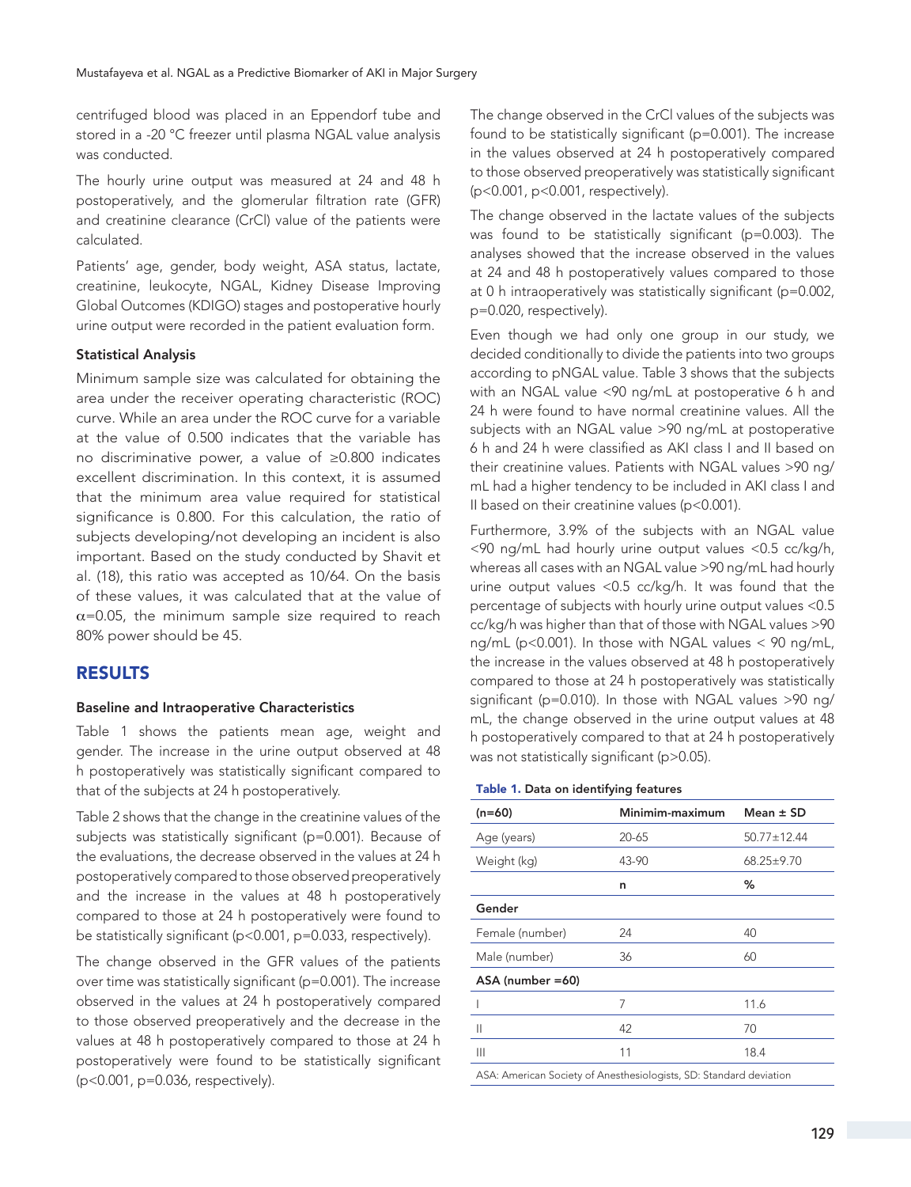centrifuged blood was placed in an Eppendorf tube and stored in a -20 °C freezer until plasma NGAL value analysis was conducted.

The hourly urine output was measured at 24 and 48 h postoperatively, and the glomerular filtration rate (GFR) and creatinine clearance (CrCl) value of the patients were calculated.

Patients' age, gender, body weight, ASA status, lactate, creatinine, leukocyte, NGAL, Kidney Disease Improving Global Outcomes (KDIGO) stages and postoperative hourly urine output were recorded in the patient evaluation form.

### Statistical Analysis

Minimum sample size was calculated for obtaining the area under the receiver operating characteristic (ROC) curve. While an area under the ROC curve for a variable at the value of 0.500 indicates that the variable has no discriminative power, a value of ≥0.800 indicates excellent discrimination. In this context, it is assumed that the minimum area value required for statistical significance is 0.800. For this calculation, the ratio of subjects developing/not developing an incident is also important. Based on the study conducted by Shavit et al. (18), this ratio was accepted as 10/64. On the basis of these values, it was calculated that at the value of $\alpha$=0.05, the minimum sample size required to reach 80% power should be 45.

## RESULTS

### Baseline and Intraoperative Characteristics

Table 1 shows the patients mean age, weight and gender. The increase in the urine output observed at 48 h postoperatively was statistically significant compared to that of the subjects at 24 h postoperatively.

Table 2 shows that the change in the creatinine values of the subjects was statistically significant (p=0.001). Because of the evaluations, the decrease observed in the values at 24 h postoperatively compared to those observed preoperatively and the increase in the values at 48 h postoperatively compared to those at 24 h postoperatively were found to be statistically significant (p<0.001, p=0.033, respectively).

The change observed in the GFR values of the patients over time was statistically significant (p=0.001). The increase observed in the values at 24 h postoperatively compared to those observed preoperatively and the decrease in the values at 48 h postoperatively compared to those at 24 h postoperatively were found to be statistically significant (p<0.001, p=0.036, respectively).

The change observed in the CrCl values of the subjects was found to be statistically significant (p=0.001). The increase in the values observed at 24 h postoperatively compared to those observed preoperatively was statistically significant (p<0.001, p<0.001, respectively).

The change observed in the lactate values of the subjects was found to be statistically significant (p=0.003). The analyses showed that the increase observed in the values at 24 and 48 h postoperatively values compared to those at 0 h intraoperatively was statistically significant (p=0.002, p=0.020, respectively).

Even though we had only one group in our study, we decided conditionally to divide the patients into two groups according to pNGAL value. Table 3 shows that the subjects with an NGAL value <90 ng/mL at postoperative 6 h and 24 h were found to have normal creatinine values. All the subjects with an NGAL value >90 ng/mL at postoperative 6 h and 24 h were classified as AKI class I and II based on their creatinine values. Patients with NGAL values >90 ng/mL had a higher tendency to be included in AKI class I and II based on their creatinine values (p<0.001).

Furthermore, 3.9% of the subjects with an NGAL value <90 ng/mL had hourly urine output values <0.5 cc/kg/h, whereas all cases with an NGAL value >90 ng/mL had hourly urine output values <0.5 cc/kg/h. It was found that the percentage of subjects with hourly urine output values <0.5 cc/kg/h was higher than that of those with NGAL values >90 ng/mL (p<0.001). In those with NGAL values < 90 ng/mL, the increase in the values observed at 48 h postoperatively compared to those at 24 h postoperatively was statistically significant (p=0.010). In those with NGAL values >90 ng/mL, the change observed in the urine output values at 48 h postoperatively compared to that at 24 h postoperatively was not statistically significant (p>0.05).

**Table 1.** Data on identifying features

| (n=60) | Minimim-maximum | Mean ± SD |
|---|---|---|
| Age (years) | 20-65 | 50.77±12.44 |
| Weight (kg) | 43-90 | 68.25±9.70 |
| | **n** | **%** |
| **Gender** | | |
| Female (number) | 24 | 40 |
| Male (number) | 36 | 60 |
| **ASA (number =60)** | | |
| I | 7 | 11.6 |
| II | 42 | 70 |
| III | 11 | 18.4 |

ASA: American Society of Anesthesiologists, SD: Standard deviation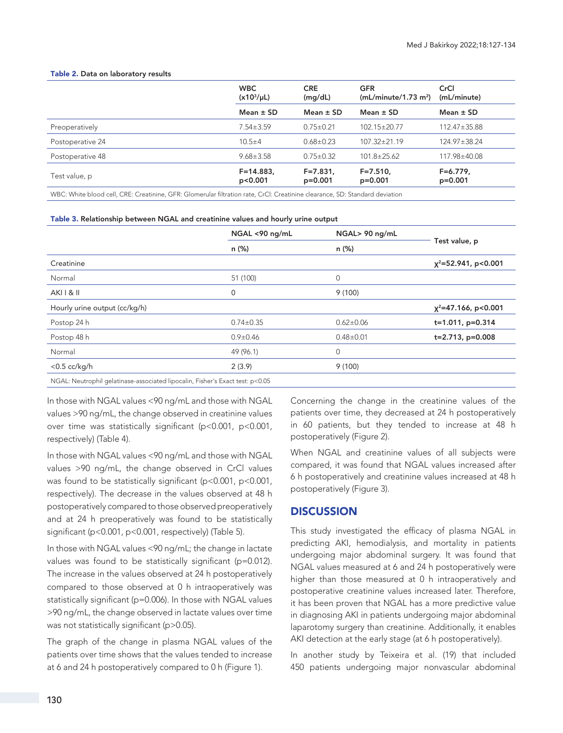**Table 2.** Data on laboratory results

| | WBC ($\times10^3/\mu$L) | CRE (mg/dL) | GFR (mL/minute/1.73 m$^2$) | CrCl (mL/minute) |
|---|---|---|---|---|
| | Mean ± SD | Mean ± SD | Mean ± SD | Mean ± SD |
| Preoperatively | 7.54±3.59 | 0.75±0.21 | 102.15±20.77 | 112.47±35.88 |
| Postoperative 24 | 10.5±4 | 0.68±0.23 | 107.32±21.19 | 124.97±38.24 |
| Postoperative 48 | 9.68±3.58 | 0.75±0.32 | 101.8±25.62 | 117.98±40.08 |
| Test value, p | F=14.883, p<0.001 | F=7.831, p=0.001 | F=7.510, p=0.001 | F=6.779, p=0.001 |

WBC: White blood cell, CRE: Creatinine, GFR: Glomerular filtration rate, CrCl: Creatinine clearance, SD: Standard deviation

**Table 3.** Relationship between NGAL and creatinine values and hourly urine output

| | NGAL <90 ng/mL | NGAL> 90 ng/mL | Test value, p |
|---|---|---|---|
| | n (%) | n (%) | |
| Creatinine | | | $\chi^2$=52.941, p<0.001 |
| Normal | 51 (100) | 0 | |
| AKI I & II | 0 | 9 (100) | |
| Hourly urine output (cc/kg/h) | | | $\chi^2$=47.166, p<0.001 |
| Postop 24 h | 0.74±0.35 | 0.62±0.06 | t=1.011, p=0.314 |
| Postop 48 h | 0.9±0.46 | 0.48±0.01 | t=2.713, p=0.008 |
| Normal | 49 (96.1) | 0 | |
| <0.5 cc/kg/h | 2 (3.9) | 9 (100) | |

NGAL: Neutrophil gelatinase-associated lipocalin, Fisher's Exact test: p<0.05

In those with NGAL values <90 ng/mL and those with NGAL values >90 ng/mL, the change observed in creatinine values over time was statistically significant (p<0.001, p<0.001, respectively) (Table 4).

In those with NGAL values <90 ng/mL and those with NGAL values >90 ng/mL, the change observed in CrCl values was found to be statistically significant (p<0.001, p<0.001, respectively). The decrease in the values observed at 48 h postoperatively compared to those observed preoperatively and at 24 h preoperatively was found to be statistically significant (p<0.001, p<0.001, respectively) (Table 5).

In those with NGAL values <90 ng/mL; the change in lactate values was found to be statistically significant (p=0.012). The increase in the values observed at 24 h postoperatively compared to those observed at 0 h intraoperatively was statistically significant (p=0.006). In those with NGAL values >90 ng/mL, the change observed in lactate values over time was not statistically significant (p>0.05).

The graph of the change in plasma NGAL values of the patients over time shows that the values tended to increase at 6 and 24 h postoperatively compared to 0 h (Figure 1).

Concerning the change in the creatinine values of the patients over time, they decreased at 24 h postoperatively in 60 patients, but they tended to increase at 48 h postoperatively (Figure 2).

When NGAL and creatinine values of all subjects were compared, it was found that NGAL values increased after 6 h postoperatively and creatinine values increased at 48 h postoperatively (Figure 3).

## DISCUSSION

This study investigated the efficacy of plasma NGAL in predicting AKI, hemodialysis, and mortality in patients undergoing major abdominal surgery. It was found that NGAL values measured at 6 and 24 h postoperatively were higher than those measured at 0 h intraoperatively and postoperative creatinine values increased later. Therefore, it has been proven that NGAL has a more predictive value in diagnosing AKI in patients undergoing major abdominal laparotomy surgery than creatinine. Additionally, it enables AKI detection at the early stage (at 6 h postoperatively).

In another study by Teixeira et al. (19) that included 450 patients undergoing major nonvascular abdominal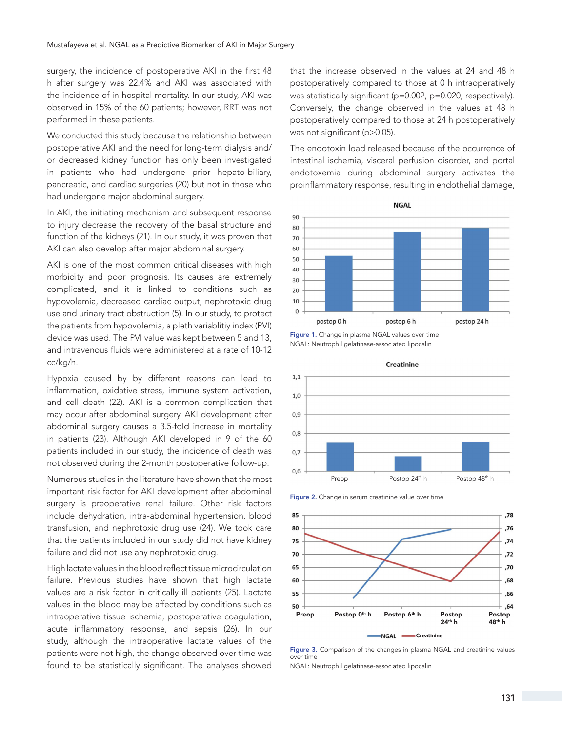surgery, the incidence of postoperative AKI in the first 48 h after surgery was 22.4% and AKI was associated with the incidence of in-hospital mortality. In our study, AKI was observed in 15% of the 60 patients; however, RRT was not performed in these patients.

We conducted this study because the relationship between postoperative AKI and the need for long-term dialysis and/or decreased kidney function has only been investigated in patients who had undergone prior hepato-biliary, pancreatic, and cardiac surgeries (20) but not in those who had undergone major abdominal surgery.

In AKI, the initiating mechanism and subsequent response to injury decrease the recovery of the basal structure and function of the kidneys (21). In our study, it was proven that AKI can also develop after major abdominal surgery.

AKI is one of the most common critical diseases with high morbidity and poor prognosis. Its causes are extremely complicated, and it is linked to conditions such as hypovolemia, decreased cardiac output, nephrotoxic drug use and urinary tract obstruction (5). In our study, to protect the patients from hypovolemia, a pleth variablitiy index (PVI) device was used. The PVI value was kept between 5 and 13, and intravenous fluids were administered at a rate of 10-12 cc/kg/h.

Hypoxia caused by by different reasons can lead to inflammation, oxidative stress, immune system activation, and cell death (22). AKI is a common complication that may occur after abdominal surgery. AKI development after abdominal surgery causes a 3.5-fold increase in mortality in patients (23). Although AKI developed in 9 of the 60 patients included in our study, the incidence of death was not observed during the 2-month postoperative follow-up.

Numerous studies in the literature have shown that the most important risk factor for AKI development after abdominal surgery is preoperative renal failure. Other risk factors include dehydration, intra-abdominal hypertension, blood transfusion, and nephrotoxic drug use (24). We took care that the patients included in our study did not have kidney failure and did not use any nephrotoxic drug.

High lactate values in the blood reflect tissue microcirculation failure. Previous studies have shown that high lactate values are a risk factor in critically ill patients (25). Lactate values in the blood may be affected by conditions such as intraoperative tissue ischemia, postoperative coagulation, acute inflammatory response, and sepsis (26). In our study, although the intraoperative lactate values of the patients were not high, the change observed over time was found to be statistically significant. The analyses showed that the increase observed in the values at 24 and 48 h postoperatively compared to those at 0 h intraoperatively was statistically significant ($p=0.002$, $p=0.020$, respectively). Conversely, the change observed in the values at 48 h postoperatively compared to those at 24 h postoperatively was not significant ($p>0.05$).

The endotoxin load released because of the occurrence of intestinal ischemia, visceral perfusion disorder, and portal endotoxemia during abdominal surgery activates the proinflammatory response, resulting in endothelial damage,

**Figure 1.** Change in plasma NGAL values over time
NGAL: Neutrophil gelatinase-associated lipocalin

**Figure 2.** Change in serum creatinine value over time

**Figure 3.** Comparison of the changes in plasma NGAL and creatinine values over time
NGAL: Neutrophil gelatinase-associated lipocalin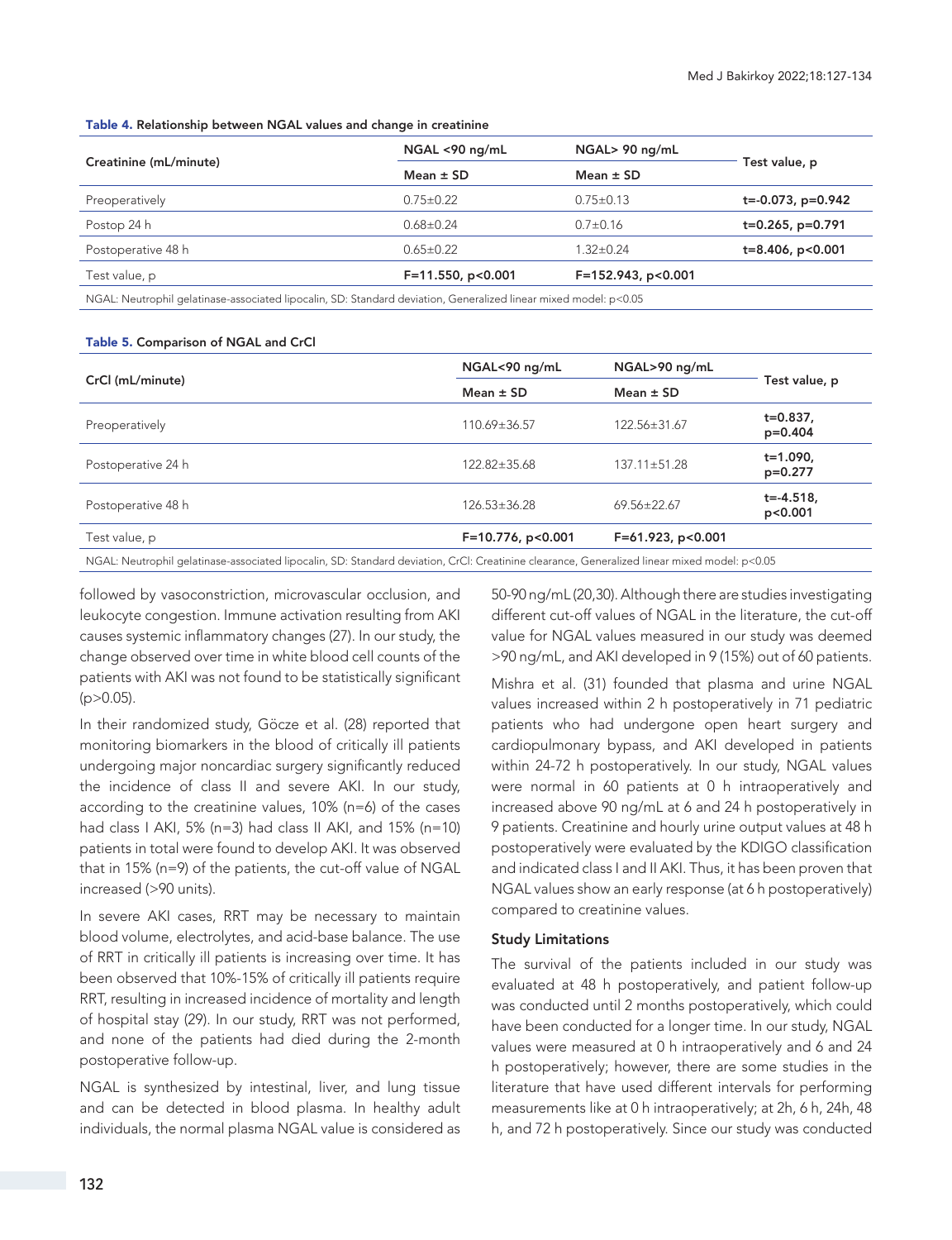**Table 4.** Relationship between NGAL values and change in creatinine

| Creatinine (mL/minute) | NGAL <90 ng/mL | NGAL> 90 ng/mL | Test value, p |
|---|---|---|---|
| | Mean ± SD | Mean ± SD | |
| Preoperatively | 0.75±0.22 | 0.75±0.13 | t=-0.073, p=0.942 |
| Postop 24 h | 0.68±0.24 | 0.7±0.16 | t=0.265, p=0.791 |
| Postoperative 48 h | 0.65±0.22 | 1.32±0.24 | t=8.406, p<0.001 |
| Test value, p | F=11.550, p<0.001 | F=152.943, p<0.001 | |

NGAL: Neutrophil gelatinase-associated lipocalin, SD: Standard deviation, Generalized linear mixed model: p<0.05

**Table 5.** Comparison of NGAL and CrCl

| CrCl (mL/minute) | NGAL<90 ng/mL | NGAL>90 ng/mL | Test value, p |
|---|---|---|---|
| | Mean ± SD | Mean ± SD | |
| Preoperatively | 110.69±36.57 | 122.56±31.67 | t=0.837, p=0.404 |
| Postoperative 24 h | 122.82±35.68 | 137.11±51.28 | t=1.090, p=0.277 |
| Postoperative 48 h | 126.53±36.28 | 69.56±22.67 | t=-4.518, p<0.001 |
| Test value, p | F=10.776, p<0.001 | F=61.923, p<0.001 | |

NGAL: Neutrophil gelatinase-associated lipocalin, SD: Standard deviation, CrCl: Creatinine clearance, Generalized linear mixed model: p<0.05

followed by vasoconstriction, microvascular occlusion, and leukocyte congestion. Immune activation resulting from AKI causes systemic inflammatory changes (27). In our study, the change observed over time in white blood cell counts of the patients with AKI was not found to be statistically significant (p>0.05).

In their randomized study, Göcze et al. (28) reported that monitoring biomarkers in the blood of critically ill patients undergoing major noncardiac surgery significantly reduced the incidence of class II and severe AKI. In our study, according to the creatinine values, 10% (n=6) of the cases had class I AKI, 5% (n=3) had class II AKI, and 15% (n=10) patients in total were found to develop AKI. It was observed that in 15% (n=9) of the patients, the cut-off value of NGAL increased (>90 units).

In severe AKI cases, RRT may be necessary to maintain blood volume, electrolytes, and acid-base balance. The use of RRT in critically ill patients is increasing over time. It has been observed that 10%-15% of critically ill patients require RRT, resulting in increased incidence of mortality and length of hospital stay (29). In our study, RRT was not performed, and none of the patients had died during the 2-month postoperative follow-up.

NGAL is synthesized by intestinal, liver, and lung tissue and can be detected in blood plasma. In healthy adult individuals, the normal plasma NGAL value is considered as 50-90 ng/mL (20,30). Although there are studies investigating different cut-off values of NGAL in the literature, the cut-off value for NGAL values measured in our study was deemed >90 ng/mL, and AKI developed in 9 (15%) out of 60 patients.

Mishra et al. (31) founded that plasma and urine NGAL values increased within 2 h postoperatively in 71 pediatric patients who had undergone open heart surgery and cardiopulmonary bypass, and AKI developed in patients within 24-72 h postoperatively. In our study, NGAL values were normal in 60 patients at 0 h intraoperatively and increased above 90 ng/mL at 6 and 24 h postoperatively in 9 patients. Creatinine and hourly urine output values at 48 h postoperatively were evaluated by the KDIGO classification and indicated class I and II AKI. Thus, it has been proven that NGAL values show an early response (at 6 h postoperatively) compared to creatinine values.

### Study Limitations

The survival of the patients included in our study was evaluated at 48 h postoperatively, and patient follow-up was conducted until 2 months postoperatively, which could have been conducted for a longer time. In our study, NGAL values were measured at 0 h intraoperatively and 6 and 24 h postoperatively; however, there are some studies in the literature that have used different intervals for performing measurements like at 0 h intraoperatively; at 2h, 6 h, 24h, 48 h, and 72 h postoperatively. Since our study was conducted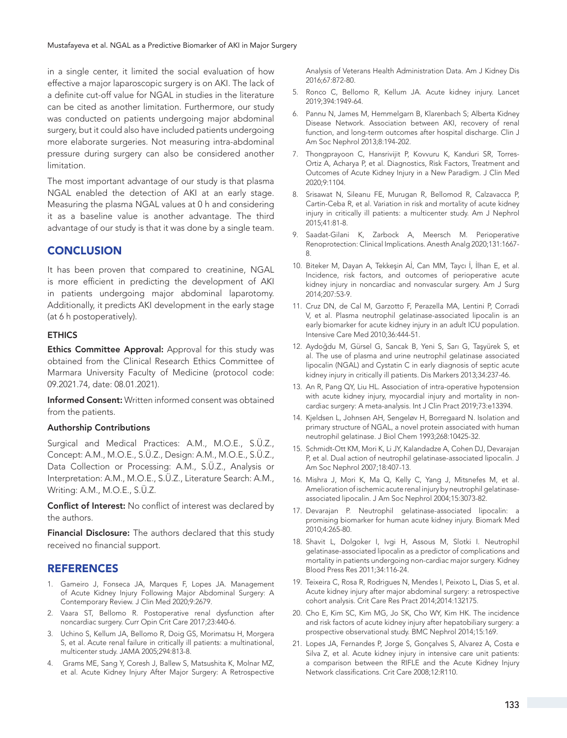in a single center, it limited the social evaluation of how effective a major laparoscopic surgery is on AKI. The lack of a definite cut-off value for NGAL in studies in the literature can be cited as another limitation. Furthermore, our study was conducted on patients undergoing major abdominal surgery, but it could also have included patients undergoing more elaborate surgeries. Not measuring intra-abdominal pressure during surgery can also be considered another limitation.

The most important advantage of our study is that plasma NGAL enabled the detection of AKI at an early stage. Measuring the plasma NGAL values at 0 h and considering it as a baseline value is another advantage. The third advantage of our study is that it was done by a single team.

## CONCLUSION

It has been proven that compared to creatinine, NGAL is more efficient in predicting the development of AKI in patients undergoing major abdominal laparotomy. Additionally, it predicts AKI development in the early stage (at 6 h postoperatively).

### ETHICS

**Ethics Committee Approval:** Approval for this study was obtained from the Clinical Research Ethics Committee of Marmara University Faculty of Medicine (protocol code: 09.2021.74, date: 08.01.2021).

**Informed Consent:** Written informed consent was obtained from the patients.

### Authorship Contributions

Surgical and Medical Practices: A.M., M.O.E., S.Ü.Z., Concept: A.M., M.O.E., S.Ü.Z., Design: A.M., M.O.E., S.Ü.Z., Data Collection or Processing: A.M., S.Ü.Z., Analysis or Interpretation: A.M., M.O.E., S.Ü.Z., Literature Search: A.M., Writing: A.M., M.O.E., S.Ü.Z.

**Conflict of Interest:** No conflict of interest was declared by the authors.

**Financial Disclosure:** The authors declared that this study received no financial support.

## REFERENCES

1. Gameiro J, Fonseca JA, Marques F, Lopes JA. Management of Acute Kidney Injury Following Major Abdominal Surgery: A Contemporary Review. J Clin Med 2020;9:2679.
2. Vaara ST, Bellomo R. Postoperative renal dysfunction after noncardiac surgery. Curr Opin Crit Care 2017;23:440-6.
3. Uchino S, Kellum JA, Bellomo R, Doig GS, Morimatsu H, Morgera S, et al. Acute renal failure in critically ill patients: a multinational, multicenter study. JAMA 2005;294:813-8.
4. Grams ME, Sang Y, Coresh J, Ballew S, Matsushita K, Molnar MZ, et al. Acute Kidney Injury After Major Surgery: A Retrospective Analysis of Veterans Health Administration Data. Am J Kidney Dis 2016;67:872-80.
5. Ronco C, Bellomo R, Kellum JA. Acute kidney injury. Lancet 2019;394:1949-64.
6. Pannu N, James M, Hemmelgarn B, Klarenbach S; Alberta Kidney Disease Network. Association between AKI, recovery of renal function, and long-term outcomes after hospital discharge. Clin J Am Soc Nephrol 2013;8:194-202.
7. Thongprayoon C, Hansrivijit P, Kovvuru K, Kanduri SR, Torres-Ortiz A, Acharya P, et al. Diagnostics, Risk Factors, Treatment and Outcomes of Acute Kidney Injury in a New Paradigm. J Clin Med 2020;9:1104.
8. Srisawat N, Sileanu FE, Murugan R, Bellomod R, Calzavacca P, Cartin-Ceba R, et al. Variation in risk and mortality of acute kidney injury in critically ill patients: a multicenter study. Am J Nephrol 2015;41:81-8.
9. Saadat-Gilani K, Zarbock A, Meersch M. Perioperative Renoprotection: Clinical Implications. Anesth Analg 2020;131:1667-8.
10. Biteker M, Dayan A, Tekkeşin Aİ, Can MM, Taycı İ, İlhan E, et al. Incidence, risk factors, and outcomes of perioperative acute kidney injury in noncardiac and nonvascular surgery. Am J Surg 2014;207:53-9.
11. Cruz DN, de Cal M, Garzotto F, Perazella MA, Lentini P, Corradi V, et al. Plasma neutrophil gelatinase-associated lipocalin is an early biomarker for acute kidney injury in an adult ICU population. Intensive Care Med 2010;36:444-51.
12. Aydoğdu M, Gürsel G, Sancak B, Yeni S, Sarı G, Taşyürek S, et al. The use of plasma and urine neutrophil gelatinase associated lipocalin (NGAL) and Cystatin C in early diagnosis of septic acute kidney injury in critically ill patients. Dis Markers 2013;34:237-46.
13. An R, Pang QY, Liu HL. Association of intra-operative hypotension with acute kidney injury, myocardial injury and mortality in non-cardiac surgery: A meta-analysis. Int J Clin Pract 2019;73:e13394.
14. Kjeldsen L, Johnsen AH, Sengeløv H, Borregaard N. Isolation and primary structure of NGAL, a novel protein associated with human neutrophil gelatinase. J Biol Chem 1993;268:10425-32.
15. Schmidt-Ott KM, Mori K, Li JY, Kalandadze A, Cohen DJ, Devarajan P, et al. Dual action of neutrophil gelatinase-associated lipocalin. J Am Soc Nephrol 2007;18:407-13.
16. Mishra J, Mori K, Ma Q, Kelly C, Yang J, Mitsnefes M, et al. Amelioration of ischemic acute renal injury by neutrophil gelatinase-associated lipocalin. J Am Soc Nephrol 2004;15:3073-82.
17. Devarajan P. Neutrophil gelatinase-associated lipocalin: a promising biomarker for human acute kidney injury. Biomark Med 2010;4:265-80.
18. Shavit L, Dolgoker I, Ivgi H, Assous M, Slotki I. Neutrophil gelatinase-associated lipocalin as a predictor of complications and mortality in patients undergoing non-cardiac major surgery. Kidney Blood Press Res 2011;34:116-24.
19. Teixeira C, Rosa R, Rodrigues N, Mendes I, Peixoto L, Dias S, et al. Acute kidney injury after major abdominal surgery: a retrospective cohort analysis. Crit Care Res Pract 2014;2014:132175.
20. Cho E, Kim SC, Kim MG, Jo SK, Cho WY, Kim HK. The incidence and risk factors of acute kidney injury after hepatobiliary surgery: a prospective observational study. BMC Nephrol 2014;15:169.
21. Lopes JA, Fernandes P, Jorge S, Gonçalves S, Alvarez A, Costa e Silva Z, et al. Acute kidney injury in intensive care unit patients: a comparison between the RIFLE and the Acute Kidney Injury Network classifications. Crit Care 2008;12:R110.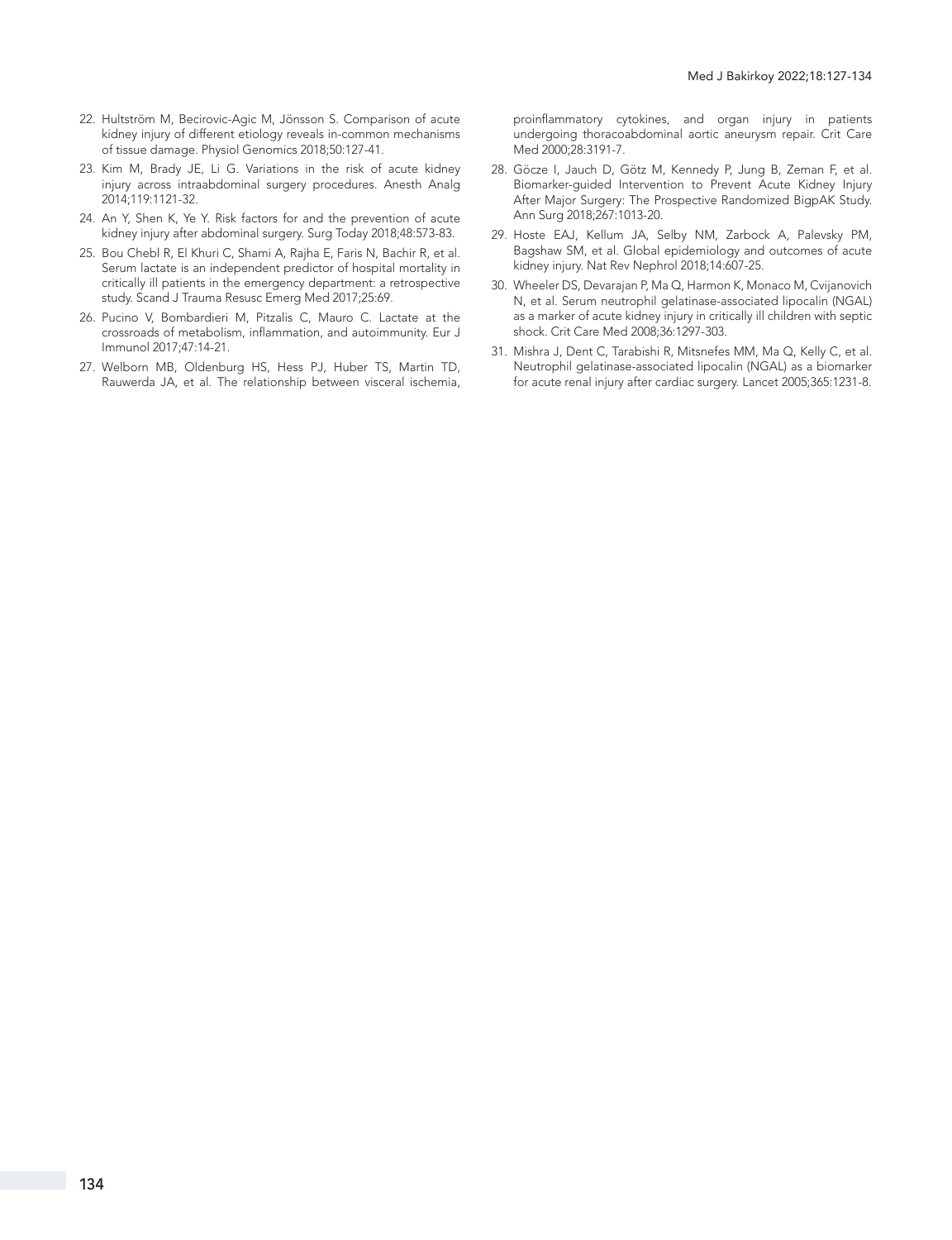22. Hultström M, Becirovic-Agic M, Jönsson S. Comparison of acute kidney injury of different etiology reveals in-common mechanisms of tissue damage. Physiol Genomics 2018;50:127-41.
23. Kim M, Brady JE, Li G. Variations in the risk of acute kidney injury across intraabdominal surgery procedures. Anesth Analg 2014;119:1121-32.
24. An Y, Shen K, Ye Y. Risk factors for and the prevention of acute kidney injury after abdominal surgery. Surg Today 2018;48:573-83.
25. Bou Chebl R, El Khuri C, Shami A, Rajha E, Faris N, Bachir R, et al. Serum lactate is an independent predictor of hospital mortality in critically ill patients in the emergency department: a retrospective study. Scand J Trauma Resusc Emerg Med 2017;25:69.
26. Pucino V, Bombardieri M, Pitzalis C, Mauro C. Lactate at the crossroads of metabolism, inflammation, and autoimmunity. Eur J Immunol 2017;47:14-21.
27. Welborn MB, Oldenburg HS, Hess PJ, Huber TS, Martin TD, Rauwerda JA, et al. The relationship between visceral ischemia, proinflammatory cytokines, and organ injury in patients undergoing thoracoabdominal aortic aneurysm repair. Crit Care Med 2000;28:3191-7.
28. Göcze I, Jauch D, Götz M, Kennedy P, Jung B, Zeman F, et al. Biomarker-guided Intervention to Prevent Acute Kidney Injury After Major Surgery: The Prospective Randomized BigpAK Study. Ann Surg 2018;267:1013-20.
29. Hoste EAJ, Kellum JA, Selby NM, Zarbock A, Palevsky PM, Bagshaw SM, et al. Global epidemiology and outcomes of acute kidney injury. Nat Rev Nephrol 2018;14:607-25.
30. Wheeler DS, Devarajan P, Ma Q, Harmon K, Monaco M, Cvijanovich N, et al. Serum neutrophil gelatinase-associated lipocalin (NGAL) as a marker of acute kidney injury in critically ill children with septic shock. Crit Care Med 2008;36:1297-303.
31. Mishra J, Dent C, Tarabishi R, Mitsnefes MM, Ma Q, Kelly C, et al. Neutrophil gelatinase-associated lipocalin (NGAL) as a biomarker for acute renal injury after cardiac surgery. Lancet 2005;365:1231-8.